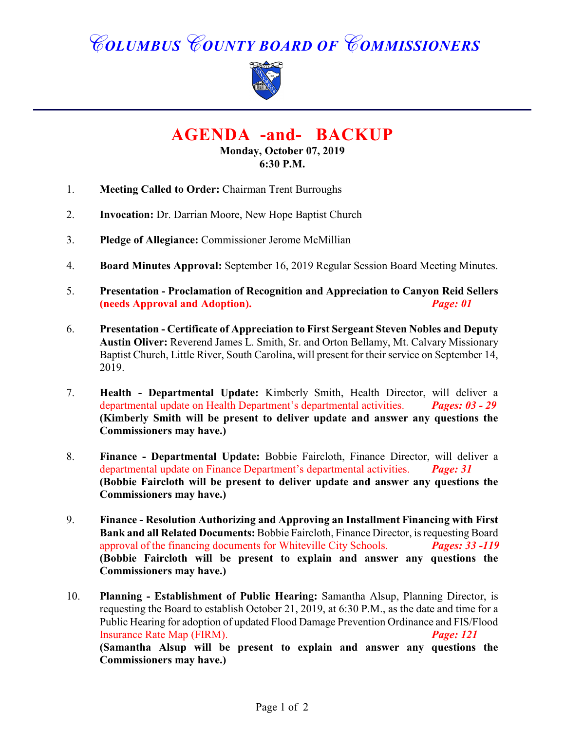# COLUMBUS COUNTY BOARD OF COMMISSIONERS

## AGENDA -and- BACKUP

**Monday, October 07, 2019**
**6:30 P.M.**

1. **Meeting Called to Order:** Chairman Trent Burroughs

2. **Invocation:** Dr. Darrian Moore, New Hope Baptist Church

3. **Pledge of Allegiance:** Commissioner Jerome McMillian

4. **Board Minutes Approval:** September 16, 2019 Regular Session Board Meeting Minutes.

5. **Presentation - Proclamation of Recognition and Appreciation to Canyon Reid Sellers (needs Approval and Adoption).** ***Page: 01***

6. **Presentation - Certificate of Appreciation to First Sergeant Steven Nobles and Deputy Austin Oliver:** Reverend James L. Smith, Sr. and Orton Bellamy, Mt. Calvary Missionary Baptist Church, Little River, South Carolina, will present for their service on September 14, 2019.

7. **Health - Departmental Update:** Kimberly Smith, Health Director, will deliver a departmental update on Health Department's departmental activities. ***Pages: 03 - 29***
   **(Kimberly Smith will be present to deliver update and answer any questions the Commissioners may have.)**

8. **Finance - Departmental Update:** Bobbie Faircloth, Finance Director, will deliver a departmental update on Finance Department's departmental activities. ***Page: 31***
   **(Bobbie Faircloth will be present to deliver update and answer any questions the Commissioners may have.)**

9. **Finance - Resolution Authorizing and Approving an Installment Financing with First Bank and all Related Documents:** Bobbie Faircloth, Finance Director, is requesting Board approval of the financing documents for Whiteville City Schools. ***Pages: 33 -119***
   **(Bobbie Faircloth will be present to explain and answer any questions the Commissioners may have.)**

10. **Planning - Establishment of Public Hearing:** Samantha Alsup, Planning Director, is requesting the Board to establish October 21, 2019, at 6:30 P.M., as the date and time for a Public Hearing for adoption of updated Flood Damage Prevention Ordinance and FIS/Flood Insurance Rate Map (FIRM). ***Page: 121***
    **(Samantha Alsup will be present to explain and answer any questions the Commissioners may have.)**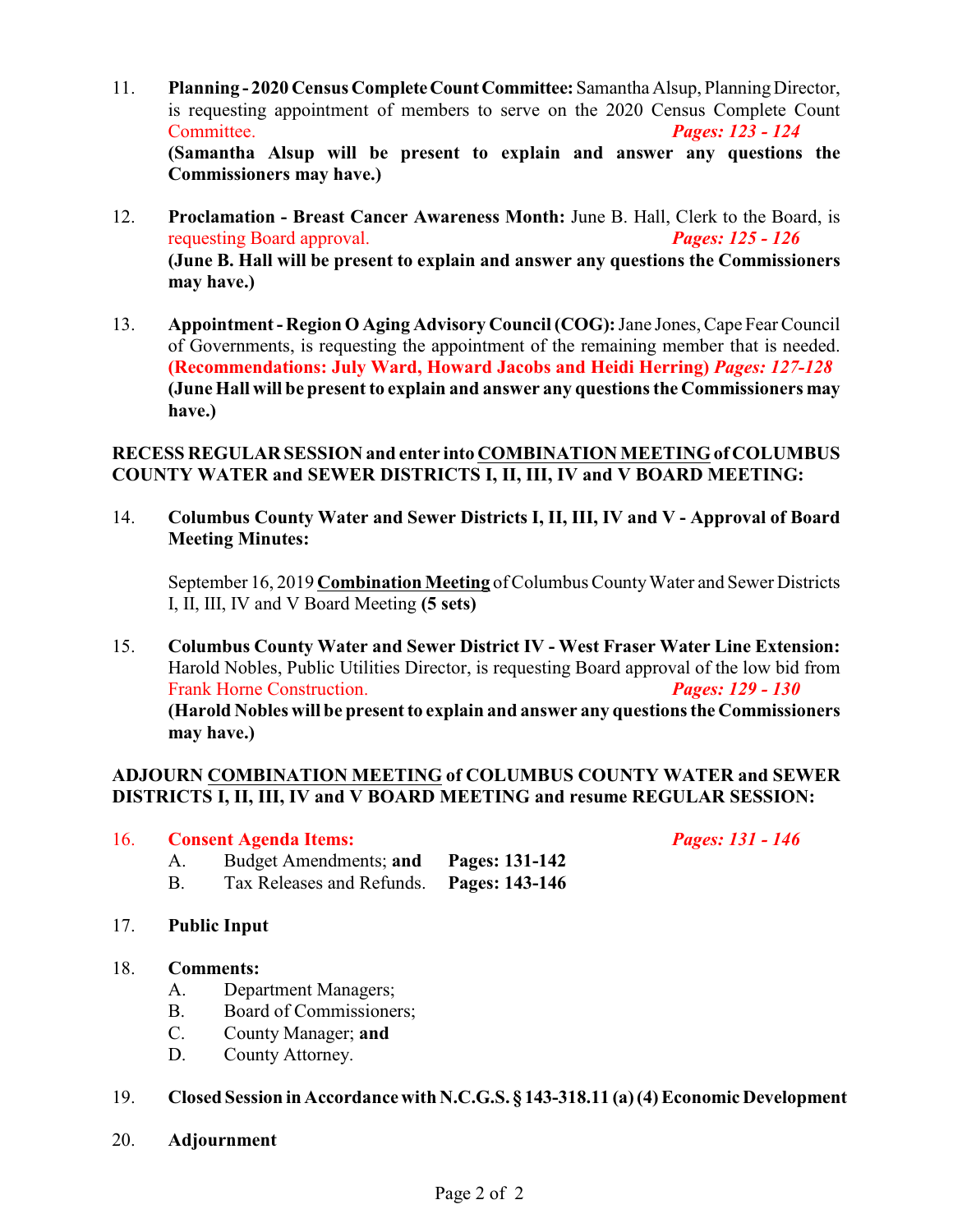11. **Planning - 2020 Census Complete Count Committee:** Samantha Alsup, Planning Director, is requesting appointment of members to serve on the 2020 Census Complete Count Committee. ***Pages: 123 - 124***
**(Samantha Alsup will be present to explain and answer any questions the Commissioners may have.)**

12. **Proclamation - Breast Cancer Awareness Month:** June B. Hall, Clerk to the Board, is requesting Board approval. ***Pages: 125 - 126***
**(June B. Hall will be present to explain and answer any questions the Commissioners may have.)**

13. **Appointment - Region O Aging Advisory Council (COG):** Jane Jones, Cape Fear Council of Governments, is requesting the appointment of the remaining member that is needed. **(Recommendations: July Ward, Howard Jacobs and Heidi Herring)** ***Pages: 127-128***
**(June Hall will be present to explain and answer any questions the Commissioners may have.)**

**RECESS REGULAR SESSION and enter into COMBINATION MEETING of COLUMBUS COUNTY WATER and SEWER DISTRICTS I, II, III, IV and V BOARD MEETING:**

14. **Columbus County Water and Sewer Districts I, II, III, IV and V - Approval of Board Meeting Minutes:**

    September 16, 2019 **Combination Meeting** of Columbus County Water and Sewer Districts I, II, III, IV and V Board Meeting **(5 sets)**

15. **Columbus County Water and Sewer District IV - West Fraser Water Line Extension:** Harold Nobles, Public Utilities Director, is requesting Board approval of the low bid from Frank Horne Construction. ***Pages: 129 - 130***
**(Harold Nobles will be present to explain and answer any questions the Commissioners may have.)**

**ADJOURN COMBINATION MEETING of COLUMBUS COUNTY WATER and SEWER DISTRICTS I, II, III, IV and V BOARD MEETING and resume REGULAR SESSION:**

16. **Consent Agenda Items:** ***Pages: 131 - 146***
    A. Budget Amendments; **and** **Pages: 131-142**
    B. Tax Releases and Refunds. **Pages: 143-146**

17. **Public Input**

18. **Comments:**
    A. Department Managers;
    B. Board of Commissioners;
    C. County Manager; **and**
    D. County Attorney.

19. **Closed Session in Accordance with N.C.G.S. § 143-318.11 (a) (4) Economic Development**

20. **Adjournment**